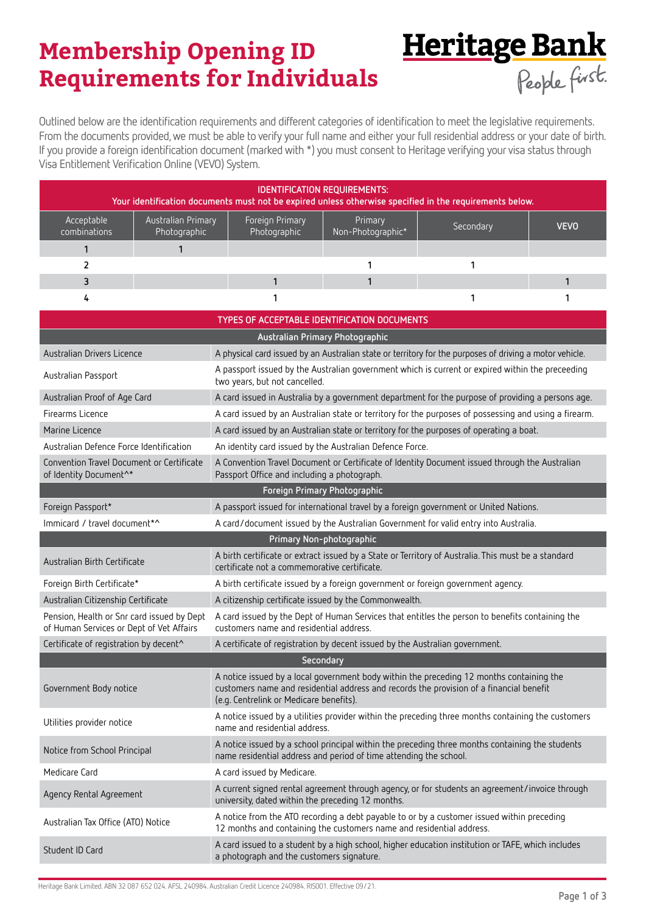# Membership Opening ID Requirements for Individuals

Outlined below are the identification requirements and different categories of identification to meet the legislative requirements. From the documents provided, we must be able to verify your full name and either your full residential address or your date of birth. If you provide a foreign identification document (marked with *) you must consent to Heritage verifying your visa status through Visa Entitlement Verification Online (VEVO) System.

**IDENTIFICATION REQUIREMENTS:**
**Your identification documents must not be expired unless otherwise specified in the requirements below.**

| Acceptable combinations | Australian Primary Photographic | Foreign Primary Photographic | Primary Non-Photographic* | Secondary | VEVO |
|---|---|---|---|---|---|
| 1 | 1 | | | | |
| 2 | | | 1 | 1 | |
| 3 | | 1 | 1 | | 1 |
| 4 | | 1 | | 1 | 1 |

## TYPES OF ACCEPTABLE IDENTIFICATION DOCUMENTS

### Australian Primary Photographic

| Document | Description |
|---|---|
| Australian Drivers Licence | A physical card issued by an Australian state or territory for the purposes of driving a motor vehicle. |
| Australian Passport | A passport issued by the Australian government which is current or expired within the preceeding two years, but not cancelled. |
| Australian Proof of Age Card | A card issued in Australia by a government department for the purpose of providing a persons age. |
| Firearms Licence | A card issued by an Australian state or territory for the purposes of possessing and using a firearm. |
| Marine Licence | A card issued by an Australian state or territory for the purposes of operating a boat. |
| Australian Defence Force Identification | An identity card issued by the Australian Defence Force. |
| Convention Travel Document or Certificate of Identity Document^* | A Convention Travel Document or Certificate of Identity Document issued through the Australian Passport Office and including a photograph. |

### Foreign Primary Photographic

| Document | Description |
|---|---|
| Foreign Passport* | A passport issued for international travel by a foreign government or United Nations. |
| Immicard / travel document*^ | A card/document issued by the Australian Government for valid entry into Australia. |

### Primary Non-photographic

| Document | Description |
|---|---|
| Australian Birth Certificate | A birth certificate or extract issued by a State or Territory of Australia. This must be a standard certificate not a commemorative certificate. |
| Foreign Birth Certificate* | A birth certificate issued by a foreign government or foreign government agency. |
| Australian Citizenship Certificate | A citizenship certificate issued by the Commonwealth. |
| Pension, Health or Snr card issued by Dept of Human Services or Dept of Vet Affairs | A card issued by the Dept of Human Services that entitles the person to benefits containing the customers name and residential address. |
| Certificate of registration by decent^ | A certificate of registration by decent issued by the Australian government. |

### Secondary

| Document | Description |
|---|---|
| Government Body notice | A notice issued by a local government body within the preceding 12 months containing the customers name and residential address and records the provision of a financial benefit (e.g. Centrelink or Medicare benefits). |
| Utilities provider notice | A notice issued by a utilities provider within the preceding three months containing the customers name and residential address. |
| Notice from School Principal | A notice issued by a school principal within the preceding three months containing the students name residential address and period of time attending the school. |
| Medicare Card | A card issued by Medicare. |
| Agency Rental Agreement | A current signed rental agreement through agency, or for students an agreement/invoice through university, dated within the preceding 12 months. |
| Australian Tax Office (ATO) Notice | A notice from the ATO recording a debt payable to or by a customer issued within preceding 12 months and containing the customers name and residential address. |
| Student ID Card | A card issued to a student by a high school, higher education institution or TAFE, which includes a photograph and the customers signature. |

Heritage Bank Limited. ABN 32 087 652 024. AFSL 240984. Australian Credit Licence 240984. RIS001. Effective 09/21.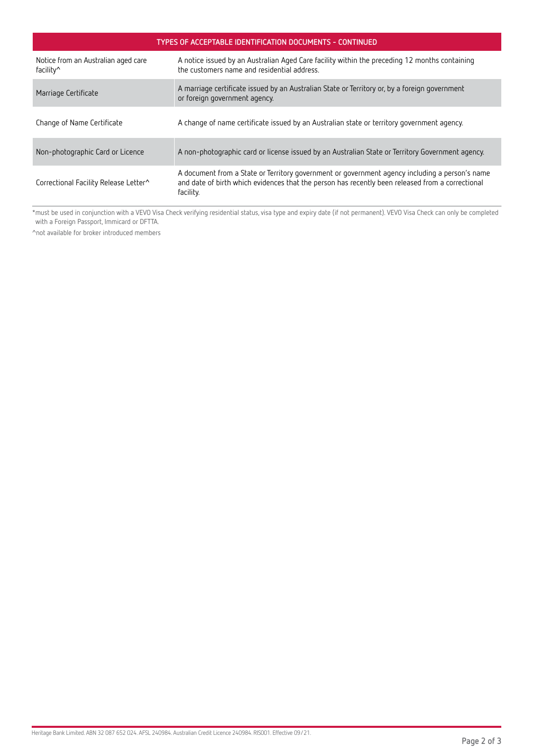| TYPES OF ACCEPTABLE IDENTIFICATION DOCUMENTS - CONTINUED | |
|---|---|
| Notice from an Australian aged care facility^ | A notice issued by an Australian Aged Care facility within the preceding 12 months containing the customers name and residential address. |
| Marriage Certificate | A marriage certificate issued by an Australian State or Territory or, by a foreign government or foreign government agency. |
| Change of Name Certificate | A change of name certificate issued by an Australian state or territory government agency. |
| Non-photographic Card or Licence | A non-photographic card or license issued by an Australian State or Territory Government agency. |
| Correctional Facility Release Letter^ | A document from a State or Territory government or government agency including a person's name and date of birth which evidences that the person has recently been released from a correctional facility. |

*must be used in conjunction with a VEVO Visa Check verifying residential status, visa type and expiry date (if not permanent). VEVO Visa Check can only be completed with a Foreign Passport, Immicard or DFTTA.

^not available for broker introduced members

Heritage Bank Limited. ABN 32 087 652 024. AFSL 240984. Australian Credit Licence 240984. RIS001. Effective 09/21.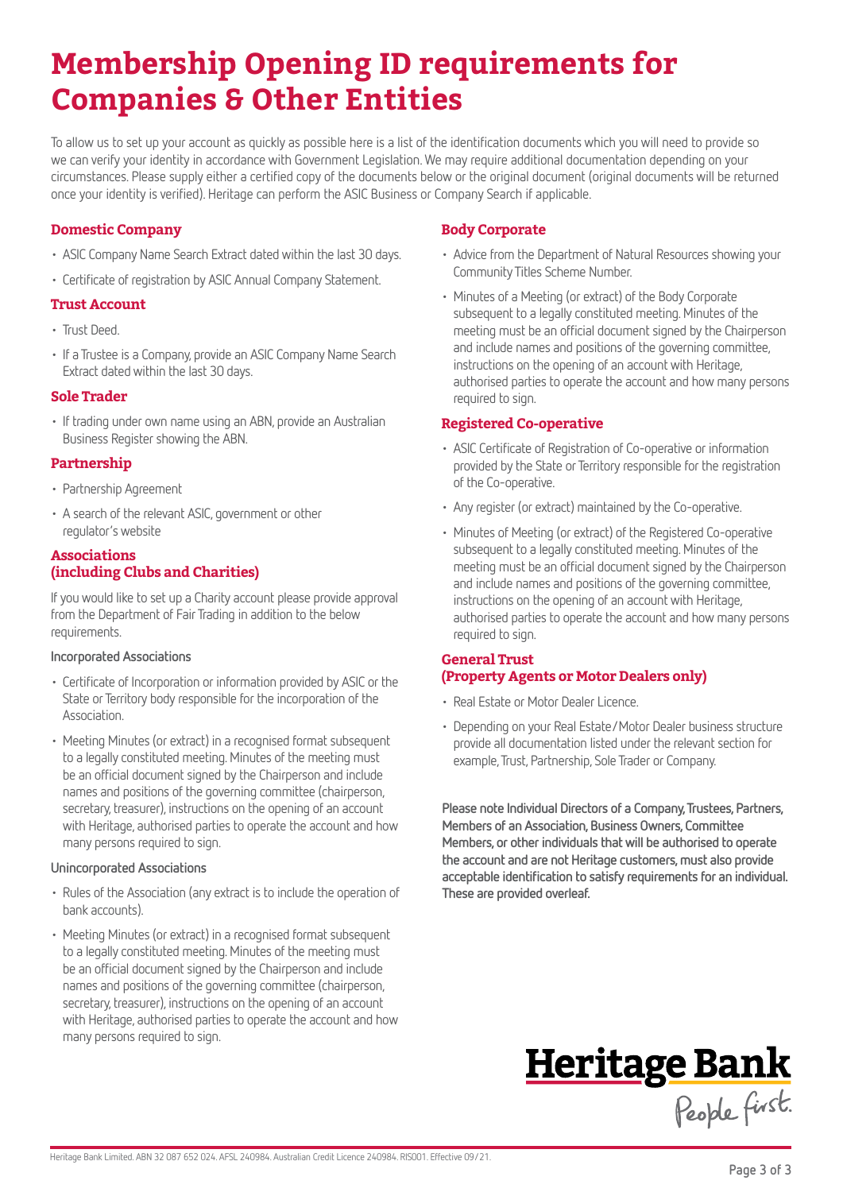# Membership Opening ID requirements for Companies & Other Entities

To allow us to set up your account as quickly as possible here is a list of the identification documents which you will need to provide so we can verify your identity in accordance with Government Legislation. We may require additional documentation depending on your circumstances. Please supply either a certified copy of the documents below or the original document (original documents will be returned once your identity is verified). Heritage can perform the ASIC Business or Company Search if applicable.

## Domestic Company

- ASIC Company Name Search Extract dated within the last 30 days.
- Certificate of registration by ASIC Annual Company Statement.

## Trust Account

- Trust Deed.
- If a Trustee is a Company, provide an ASIC Company Name Search Extract dated within the last 30 days.

## Sole Trader

- If trading under own name using an ABN, provide an Australian Business Register showing the ABN.

## Partnership

- Partnership Agreement
- A search of the relevant ASIC, government or other regulator's website

## Associations (including Clubs and Charities)

If you would like to set up a Charity account please provide approval from the Department of Fair Trading in addition to the below requirements.

### Incorporated Associations

- Certificate of Incorporation or information provided by ASIC or the State or Territory body responsible for the incorporation of the Association.
- Meeting Minutes (or extract) in a recognised format subsequent to a legally constituted meeting. Minutes of the meeting must be an official document signed by the Chairperson and include names and positions of the governing committee (chairperson, secretary, treasurer), instructions on the opening of an account with Heritage, authorised parties to operate the account and how many persons required to sign.

### Unincorporated Associations

- Rules of the Association (any extract is to include the operation of bank accounts).
- Meeting Minutes (or extract) in a recognised format subsequent to a legally constituted meeting. Minutes of the meeting must be an official document signed by the Chairperson and include names and positions of the governing committee (chairperson, secretary, treasurer), instructions on the opening of an account with Heritage, authorised parties to operate the account and how many persons required to sign.

## Body Corporate

- Advice from the Department of Natural Resources showing your Community Titles Scheme Number.
- Minutes of a Meeting (or extract) of the Body Corporate subsequent to a legally constituted meeting. Minutes of the meeting must be an official document signed by the Chairperson and include names and positions of the governing committee, instructions on the opening of an account with Heritage, authorised parties to operate the account and how many persons required to sign.

## Registered Co-operative

- ASIC Certificate of Registration of Co-operative or information provided by the State or Territory responsible for the registration of the Co-operative.
- Any register (or extract) maintained by the Co-operative.
- Minutes of Meeting (or extract) of the Registered Co-operative subsequent to a legally constituted meeting. Minutes of the meeting must be an official document signed by the Chairperson and include names and positions of the governing committee, instructions on the opening of an account with Heritage, authorised parties to operate the account and how many persons required to sign.

## General Trust (Property Agents or Motor Dealers only)

- Real Estate or Motor Dealer Licence.
- Depending on your Real Estate/Motor Dealer business structure provide all documentation listed under the relevant section for example, Trust, Partnership, Sole Trader or Company.

**Please note Individual Directors of a Company, Trustees, Partners, Members of an Association, Business Owners, Committee Members, or other individuals that will be authorised to operate the account and are not Heritage customers, must also provide acceptable identification to satisfy requirements for an individual. These are provided overleaf.**

Heritage Bank
People first.

Heritage Bank Limited. ABN 32 087 652 024. AFSL 240984. Australian Credit Licence 240984. RIS001. Effective 09/21.